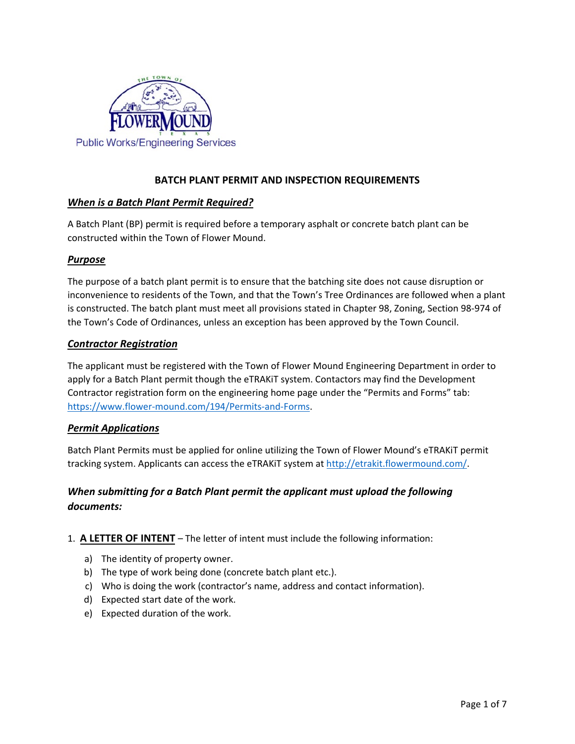Public Works/Engineering Services

# BATCH PLANT PERMIT AND INSPECTION REQUIREMENTS

## *When is a Batch Plant Permit Required?*

A Batch Plant (BP) permit is required before a temporary asphalt or concrete batch plant can be constructed within the Town of Flower Mound.

## *Purpose*

The purpose of a batch plant permit is to ensure that the batching site does not cause disruption or inconvenience to residents of the Town, and that the Town's Tree Ordinances are followed when a plant is constructed. The batch plant must meet all provisions stated in Chapter 98, Zoning, Section 98-974 of the Town's Code of Ordinances, unless an exception has been approved by the Town Council.

## *Contractor Registration*

The applicant must be registered with the Town of Flower Mound Engineering Department in order to apply for a Batch Plant permit though the eTRAKiT system. Contactors may find the Development Contractor registration form on the engineering home page under the "Permits and Forms" tab: https://www.flower-mound.com/194/Permits-and-Forms.

## *Permit Applications*

Batch Plant Permits must be applied for online utilizing the Town of Flower Mound's eTRAKiT permit tracking system. Applicants can access the eTRAKiT system at http://etrakit.flowermound.com/.

### *When submitting for a Batch Plant permit the applicant must upload the following documents:*

1. **A LETTER OF INTENT** – The letter of intent must include the following information:
   a) The identity of property owner.
   b) The type of work being done (concrete batch plant etc.).
   c) Who is doing the work (contractor's name, address and contact information).
   d) Expected start date of the work.
   e) Expected duration of the work.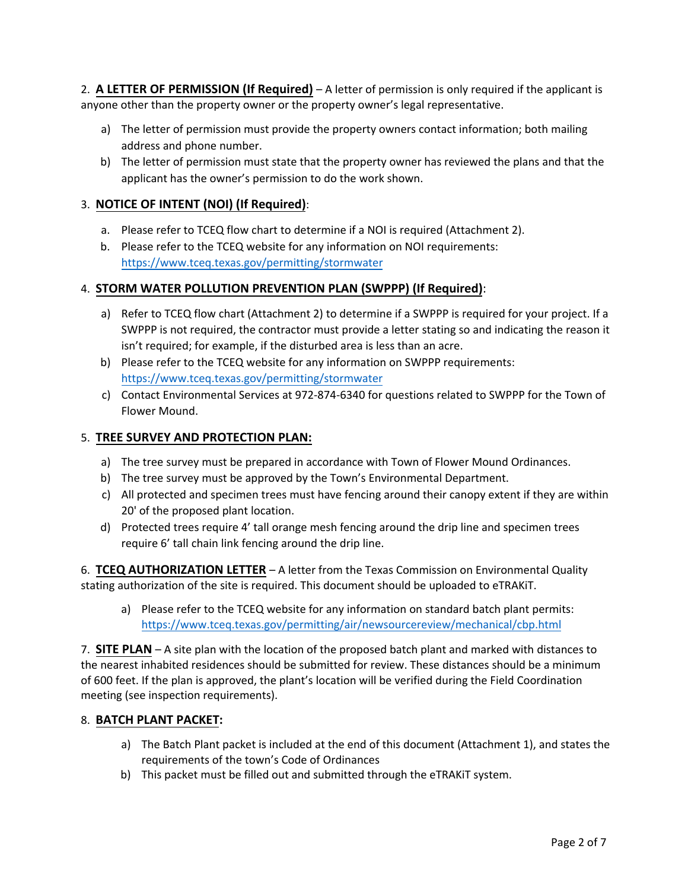2. **A LETTER OF PERMISSION (If Required)** – A letter of permission is only required if the applicant is anyone other than the property owner or the property owner's legal representative.

   a) The letter of permission must provide the property owners contact information; both mailing address and phone number.
   b) The letter of permission must state that the property owner has reviewed the plans and that the applicant has the owner's permission to do the work shown.

3. **NOTICE OF INTENT (NOI) (If Required)**:

   a. Please refer to TCEQ flow chart to determine if a NOI is required (Attachment 2).
   b. Please refer to the TCEQ website for any information on NOI requirements: https://www.tceq.texas.gov/permitting/stormwater

4. **STORM WATER POLLUTION PREVENTION PLAN (SWPPP) (If Required)**:

   a) Refer to TCEQ flow chart (Attachment 2) to determine if a SWPPP is required for your project. If a SWPPP is not required, the contractor must provide a letter stating so and indicating the reason it isn't required; for example, if the disturbed area is less than an acre.
   b) Please refer to the TCEQ website for any information on SWPPP requirements: https://www.tceq.texas.gov/permitting/stormwater
   c) Contact Environmental Services at 972-874-6340 for questions related to SWPPP for the Town of Flower Mound.

5. **TREE SURVEY AND PROTECTION PLAN:**

   a) The tree survey must be prepared in accordance with Town of Flower Mound Ordinances.
   b) The tree survey must be approved by the Town's Environmental Department.
   c) All protected and specimen trees must have fencing around their canopy extent if they are within 20' of the proposed plant location.
   d) Protected trees require 4' tall orange mesh fencing around the drip line and specimen trees require 6' tall chain link fencing around the drip line.

6. **TCEQ AUTHORIZATION LETTER** – A letter from the Texas Commission on Environmental Quality stating authorization of the site is required. This document should be uploaded to eTRAKiT.

   a) Please refer to the TCEQ website for any information on standard batch plant permits: https://www.tceq.texas.gov/permitting/air/newsourcereview/mechanical/cbp.html

7. **SITE PLAN** – A site plan with the location of the proposed batch plant and marked with distances to the nearest inhabited residences should be submitted for review. These distances should be a minimum of 600 feet. If the plan is approved, the plant's location will be verified during the Field Coordination meeting (see inspection requirements).

8. **BATCH PLANT PACKET:**

   a) The Batch Plant packet is included at the end of this document (Attachment 1), and states the requirements of the town's Code of Ordinances
   b) This packet must be filled out and submitted through the eTRAKiT system.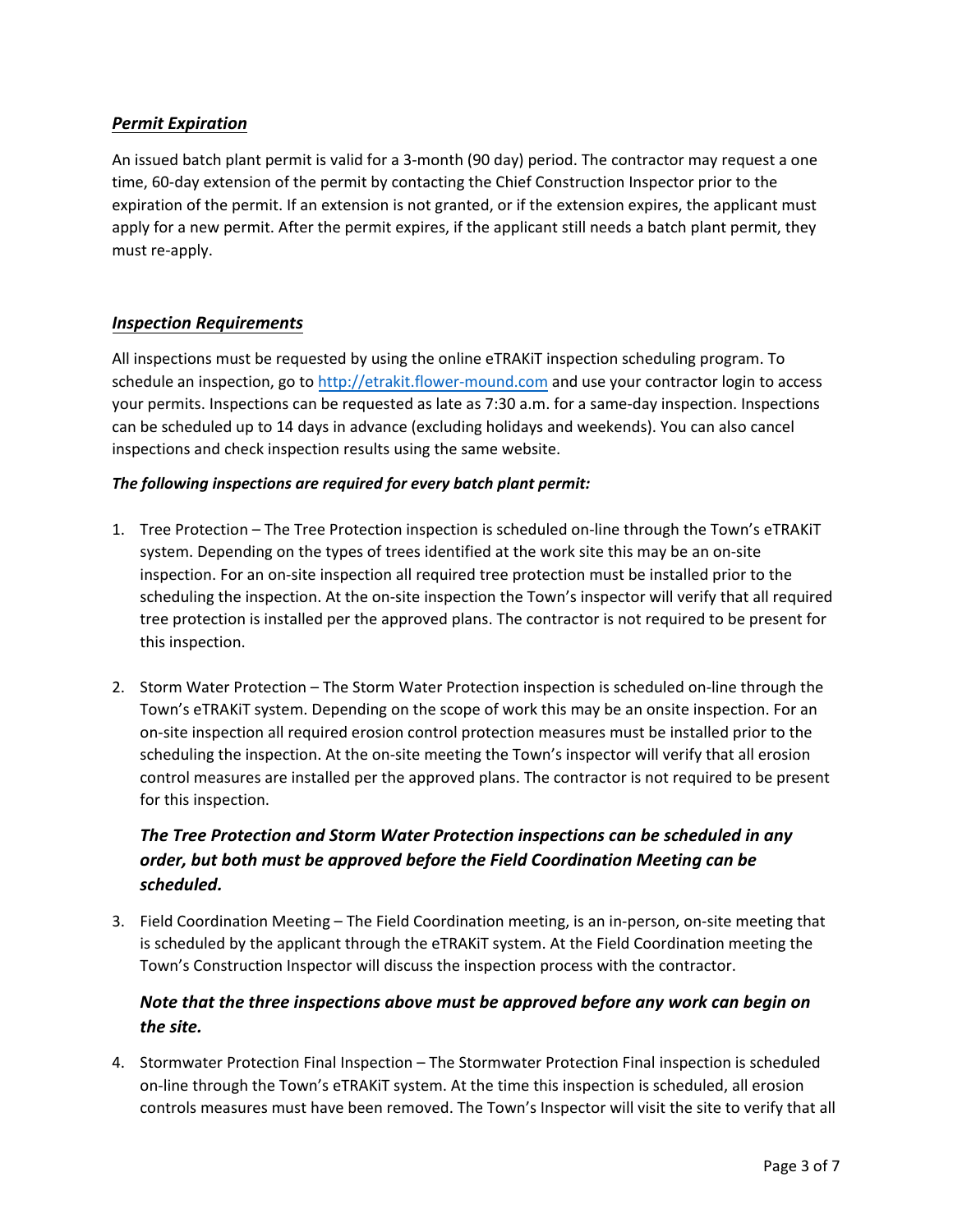## ***Permit Expiration***

An issued batch plant permit is valid for a 3-month (90 day) period. The contractor may request a one time, 60-day extension of the permit by contacting the Chief Construction Inspector prior to the expiration of the permit. If an extension is not granted, or if the extension expires, the applicant must apply for a new permit. After the permit expires, if the applicant still needs a batch plant permit, they must re-apply.

## ***Inspection Requirements***

All inspections must be requested by using the online eTRAKiT inspection scheduling program. To schedule an inspection, go to [http://etrakit.flower-mound.com](http://etrakit.flower-mound.com) and use your contractor login to access your permits. Inspections can be requested as late as 7:30 a.m. for a same-day inspection. Inspections can be scheduled up to 14 days in advance (excluding holidays and weekends). You can also cancel inspections and check inspection results using the same website.

***The following inspections are required for every batch plant permit:***

1. Tree Protection – The Tree Protection inspection is scheduled on-line through the Town's eTRAKiT system. Depending on the types of trees identified at the work site this may be an on-site inspection. For an on-site inspection all required tree protection must be installed prior to the scheduling the inspection. At the on-site inspection the Town's inspector will verify that all required tree protection is installed per the approved plans. The contractor is not required to be present for this inspection.

2. Storm Water Protection – The Storm Water Protection inspection is scheduled on-line through the Town's eTRAKiT system. Depending on the scope of work this may be an onsite inspection. For an on-site inspection all required erosion control protection measures must be installed prior to the scheduling the inspection. At the on-site meeting the Town's inspector will verify that all erosion control measures are installed per the approved plans. The contractor is not required to be present for this inspection.

   ***The Tree Protection and Storm Water Protection inspections can be scheduled in any order, but both must be approved before the Field Coordination Meeting can be scheduled.***

3. Field Coordination Meeting – The Field Coordination meeting, is an in-person, on-site meeting that is scheduled by the applicant through the eTRAKiT system. At the Field Coordination meeting the Town's Construction Inspector will discuss the inspection process with the contractor.

   ***Note that the three inspections above must be approved before any work can begin on the site.***

4. Stormwater Protection Final Inspection – The Stormwater Protection Final inspection is scheduled on-line through the Town's eTRAKiT system. At the time this inspection is scheduled, all erosion controls measures must have been removed. The Town's Inspector will visit the site to verify that all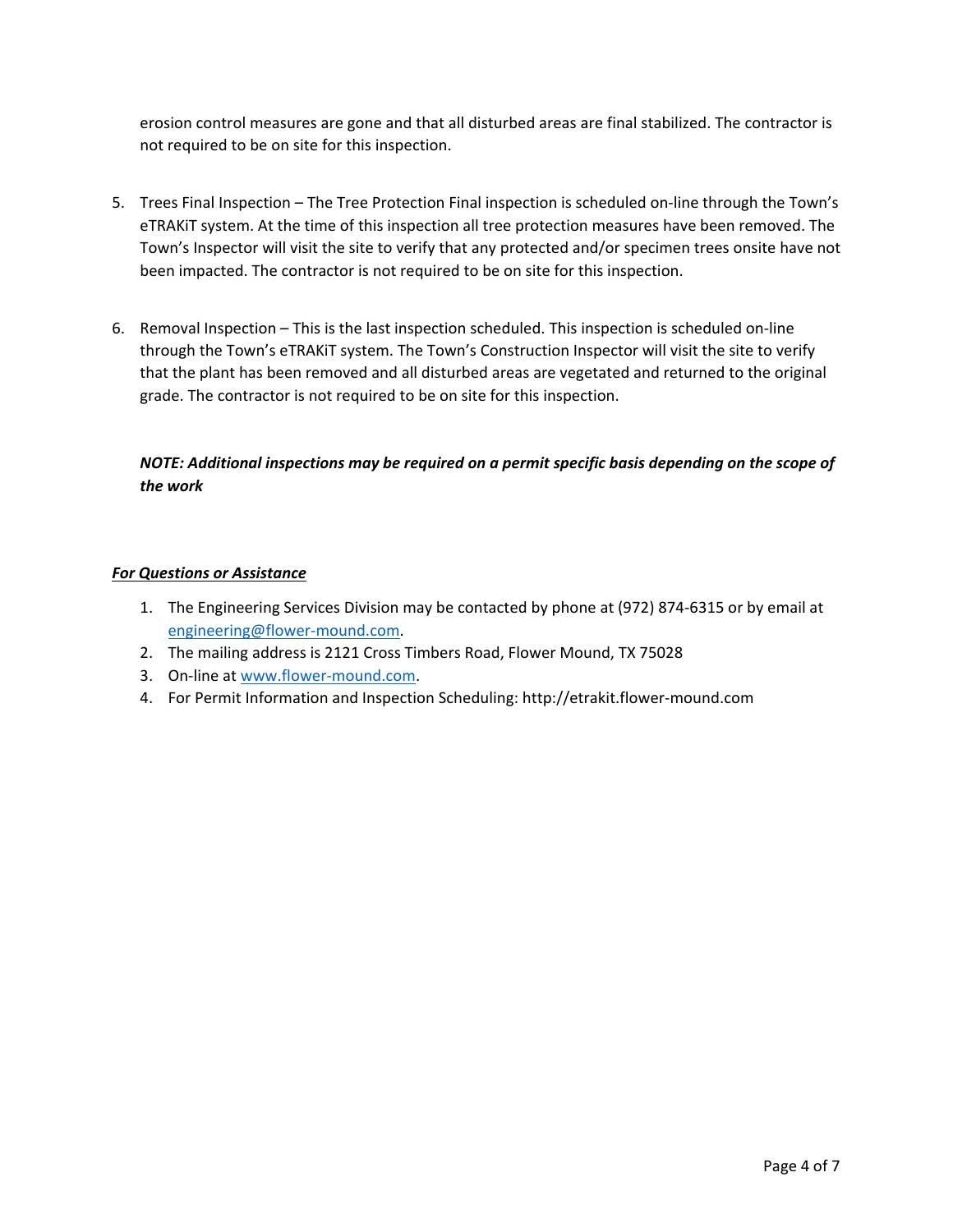erosion control measures are gone and that all disturbed areas are final stabilized. The contractor is not required to be on site for this inspection.

5. Trees Final Inspection – The Tree Protection Final inspection is scheduled on-line through the Town's eTRAKiT system. At the time of this inspection all tree protection measures have been removed. The Town's Inspector will visit the site to verify that any protected and/or specimen trees onsite have not been impacted. The contractor is not required to be on site for this inspection.

6. Removal Inspection – This is the last inspection scheduled. This inspection is scheduled on-line through the Town's eTRAKiT system. The Town's Construction Inspector will visit the site to verify that the plant has been removed and all disturbed areas are vegetated and returned to the original grade. The contractor is not required to be on site for this inspection.

***NOTE: Additional inspections may be required on a permit specific basis depending on the scope of the work***

***<u>For Questions or Assistance</u>***

1. The Engineering Services Division may be contacted by phone at (972) 874-6315 or by email at engineering@flower-mound.com.
2. The mailing address is 2121 Cross Timbers Road, Flower Mound, TX 75028
3. On-line at www.flower-mound.com.
4. For Permit Information and Inspection Scheduling: http://etrakit.flower-mound.com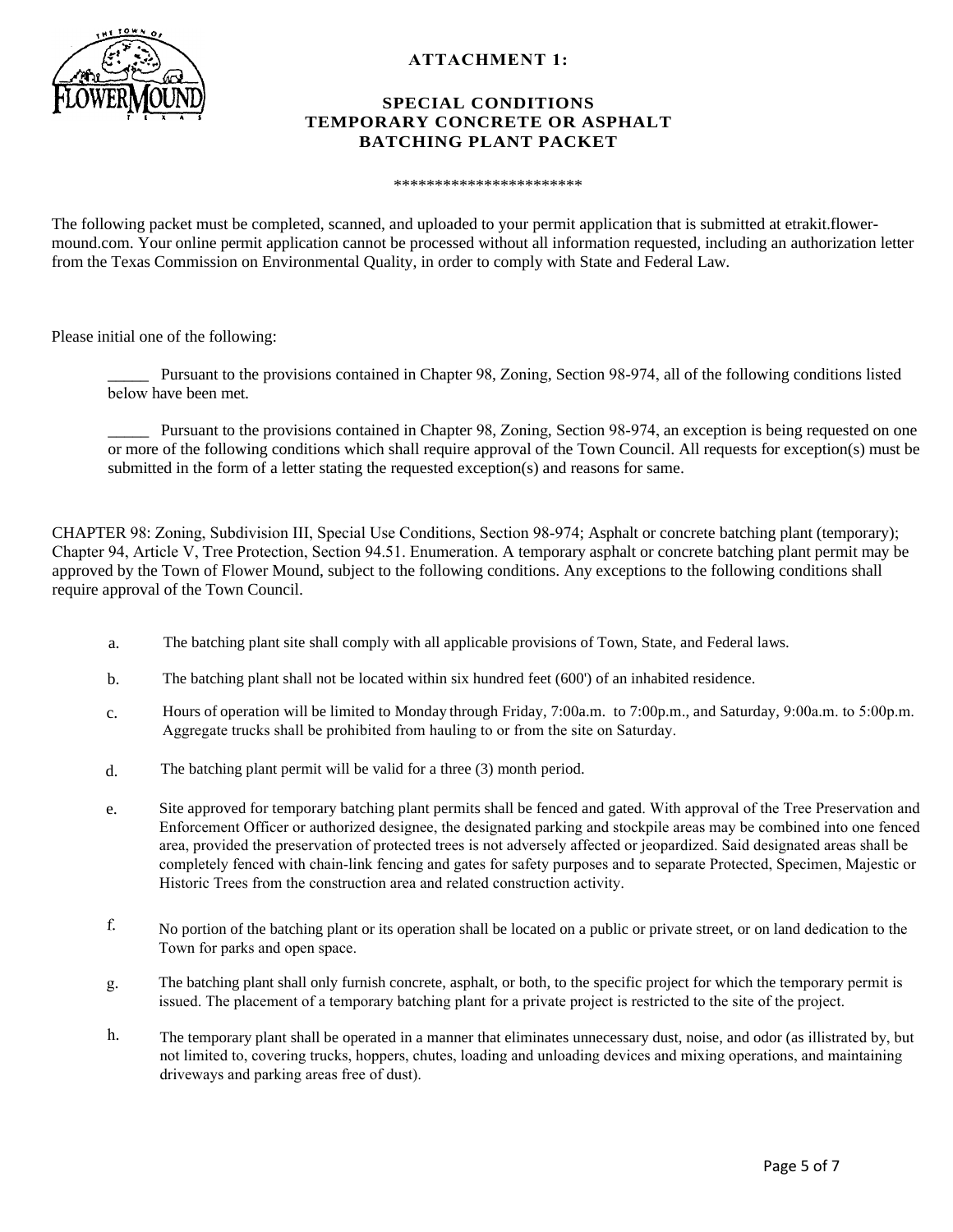# ATTACHMENT 1:

## SPECIAL CONDITIONS
## TEMPORARY CONCRETE OR ASPHALT
## BATCHING PLANT PACKET

***********************

The following packet must be completed, scanned, and uploaded to your permit application that is submitted at etrakit.flower-mound.com. Your online permit application cannot be processed without all information requested, including an authorization letter from the Texas Commission on Environmental Quality, in order to comply with State and Federal Law.

Please initial one of the following:

_____ Pursuant to the provisions contained in Chapter 98, Zoning, Section 98-974, all of the following conditions listed below have been met.

_____ Pursuant to the provisions contained in Chapter 98, Zoning, Section 98-974, an exception is being requested on one or more of the following conditions which shall require approval of the Town Council. All requests for exception(s) must be submitted in the form of a letter stating the requested exception(s) and reasons for same.

CHAPTER 98: Zoning, Subdivision III, Special Use Conditions, Section 98-974; Asphalt or concrete batching plant (temporary); Chapter 94, Article V, Tree Protection, Section 94.51. Enumeration. A temporary asphalt or concrete batching plant permit may be approved by the Town of Flower Mound, subject to the following conditions. Any exceptions to the following conditions shall require approval of the Town Council.

a. The batching plant site shall comply with all applicable provisions of Town, State, and Federal laws.

b. The batching plant shall not be located within six hundred feet (600') of an inhabited residence.

c. Hours of operation will be limited to Monday through Friday, 7:00a.m. to 7:00p.m., and Saturday, 9:00a.m. to 5:00p.m. Aggregate trucks shall be prohibited from hauling to or from the site on Saturday.

d. The batching plant permit will be valid for a three (3) month period.

e. Site approved for temporary batching plant permits shall be fenced and gated. With approval of the Tree Preservation and Enforcement Officer or authorized designee, the designated parking and stockpile areas may be combined into one fenced area, provided the preservation of protected trees is not adversely affected or jeopardized. Said designated areas shall be completely fenced with chain-link fencing and gates for safety purposes and to separate Protected, Specimen, Majestic or Historic Trees from the construction area and related construction activity.

f. No portion of the batching plant or its operation shall be located on a public or private street, or on land dedication to the Town for parks and open space.

g. The batching plant shall only furnish concrete, asphalt, or both, to the specific project for which the temporary permit is issued. The placement of a temporary batching plant for a private project is restricted to the site of the project.

h. The temporary plant shall be operated in a manner that eliminates unnecessary dust, noise, and odor (as illistrated by, but not limited to, covering trucks, hoppers, chutes, loading and unloading devices and mixing operations, and maintaining driveways and parking areas free of dust).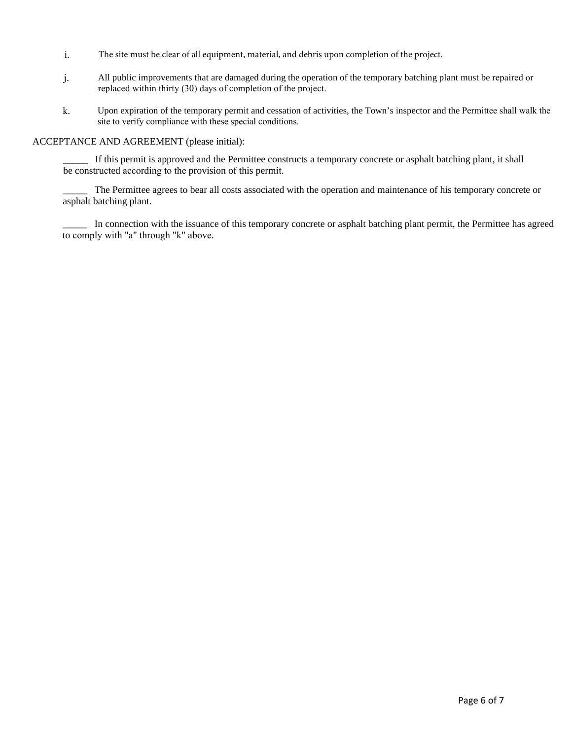i. The site must be clear of all equipment, material, and debris upon completion of the project.

j. All public improvements that are damaged during the operation of the temporary batching plant must be repaired or replaced within thirty (30) days of completion of the project.

k. Upon expiration of the temporary permit and cessation of activities, the Town's inspector and the Permittee shall walk the site to verify compliance with these special conditions.

ACCEPTANCE AND AGREEMENT (please initial):

_____ If this permit is approved and the Permittee constructs a temporary concrete or asphalt batching plant, it shall be constructed according to the provision of this permit.

_____ The Permittee agrees to bear all costs associated with the operation and maintenance of his temporary concrete or asphalt batching plant.

_____ In connection with the issuance of this temporary concrete or asphalt batching plant permit, the Permittee has agreed to comply with "a" through "k" above.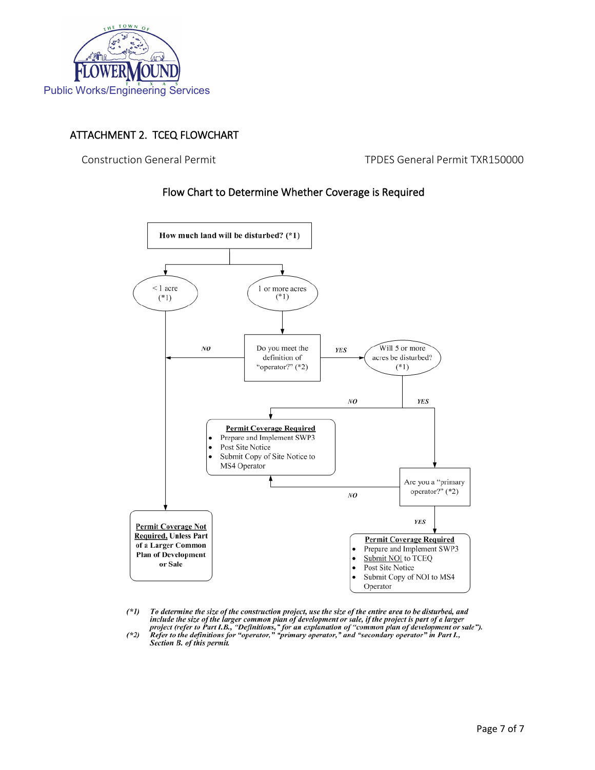Public Works/Engineering Services

## ATTACHMENT 2. TCEQ FLOWCHART

Construction General Permit TPDES General Permit TXR150000

### Flow Chart to Determine Whether Coverage is Required

How much land will be disturbed? (*1)

< 1 acre (*1)

1 or more acres (*1)

Do you meet the definition of "operator?" (*2)

NO

YES

Will 5 or more acres be disturbed? (*1)

NO

YES

**Permit Coverage Required**
- Prepare and Implement SWP3
- Post Site Notice
- Submit Copy of Site Notice to MS4 Operator

Are you a "primary operator?" (*2)

NO

YES

**Permit Coverage Not Required, Unless Part of a Larger Common Plan of Development or Sale**

**Permit Coverage Required**
- Prepare and Implement SWP3
- Submit NOI to TCEQ
- Post Site Notice
- Submit Copy of NOI to MS4 Operator

*(*1) To determine the size of the construction project, use the size of the entire area to be disturbed, and include the size of the larger common plan of development or sale, if the project is part of a larger project (refer to Part I.B., "Definitions," for an explanation of "common plan of development or sale").*

*(*2) Refer to the definitions for "operator," "primary operator," and "secondary operator" in Part I., Section B. of this permit.*